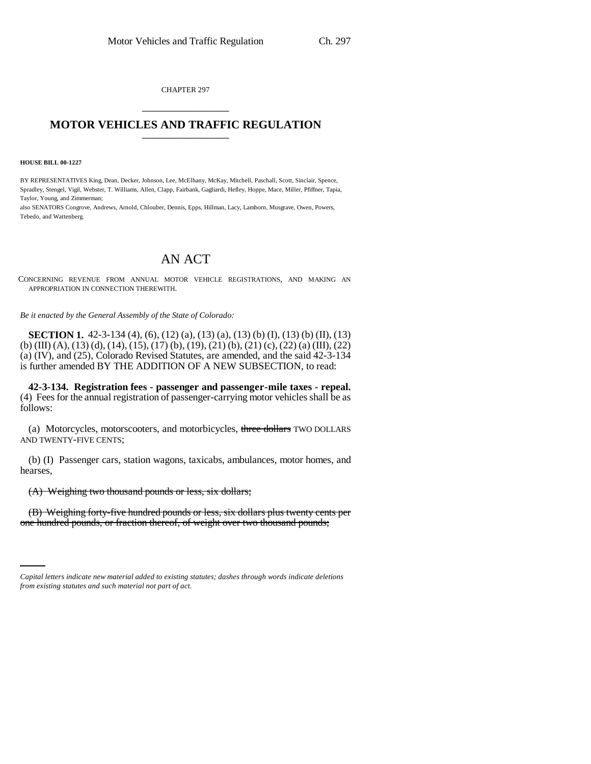CHAPTER 297

# MOTOR VEHICLES AND TRAFFIC REGULATION

**HOUSE BILL 00-1227**

BY REPRESENTATIVES King, Dean, Decker, Johnson, Lee, McElhany, McKay, Mitchell, Paschall, Scott, Sinclair, Spence, Spradley, Stengel, Vigil, Webster, T. Williams, Allen, Clapp, Fairbank, Gagliardi, Hefley, Hoppe, Mace, Miller, Pfiffner, Tapia, Taylor, Young, and Zimmerman;
also SENATORS Congrove, Andrews, Arnold, Chlouber, Dennis, Epps, Hillman, Lacy, Lamborn, Musgrave, Owen, Powers, Tebedo, and Wattenberg.

## AN ACT

CONCERNING REVENUE FROM ANNUAL MOTOR VEHICLE REGISTRATIONS, AND MAKING AN APPROPRIATION IN CONNECTION THEREWITH.

*Be it enacted by the General Assembly of the State of Colorado:*

**SECTION 1.** 42-3-134 (4), (6), (12) (a), (13) (a), (13) (b) (I), (13) (b) (II), (13) (b) (III) (A), (13) (d), (14), (15), (17) (b), (19), (21) (b), (21) (c), (22) (a) (III), (22) (a) (IV), and (25), Colorado Revised Statutes, are amended, and the said 42-3-134 is further amended BY THE ADDITION OF A NEW SUBSECTION, to read:

**42-3-134. Registration fees - passenger and passenger-mile taxes - repeal.** (4) Fees for the annual registration of passenger-carrying motor vehicles shall be as follows:

(a) Motorcycles, motorscooters, and motorbicycles, ~~three dollars~~ TWO DOLLARS AND TWENTY-FIVE CENTS;

(b) (I) Passenger cars, station wagons, taxicabs, ambulances, motor homes, and hearses,

~~(A) Weighing two thousand pounds or less, six dollars;~~

~~(B) Weighing forty-five hundred pounds or less, six dollars plus twenty cents per one hundred pounds, or fraction thereof, of weight over two thousand pounds;~~

*Capital letters indicate new material added to existing statutes; dashes through words indicate deletions from existing statutes and such material not part of act.*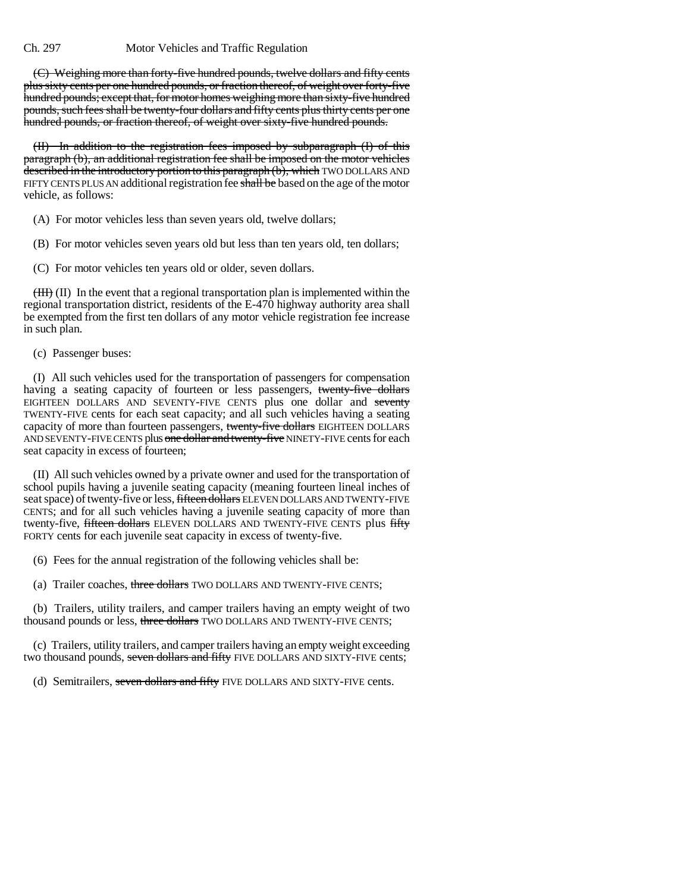~~(C) Weighing more than forty-five hundred pounds, twelve dollars and fifty cents plus sixty cents per one hundred pounds, or fraction thereof, of weight over forty-five hundred pounds; except that, for motor homes weighing more than sixty-five hundred pounds, such fees shall be twenty-four dollars and fifty cents plus thirty cents per one hundred pounds, or fraction thereof, of weight over sixty-five hundred pounds.~~

~~(II) In addition to the registration fees imposed by subparagraph (I) of this paragraph (b), an additional registration fee shall be imposed on the motor vehicles described in the introductory portion to this paragraph (b), which~~ TWO DOLLARS AND FIFTY CENTS PLUS AN additional registration fee ~~shall be~~ based on the age of the motor vehicle, as follows:

(A) For motor vehicles less than seven years old, twelve dollars;

(B) For motor vehicles seven years old but less than ten years old, ten dollars;

(C) For motor vehicles ten years old or older, seven dollars.

~~(III)~~ (II) In the event that a regional transportation plan is implemented within the regional transportation district, residents of the E-470 highway authority area shall be exempted from the first ten dollars of any motor vehicle registration fee increase in such plan.

(c) Passenger buses:

(I) All such vehicles used for the transportation of passengers for compensation having a seating capacity of fourteen or less passengers, ~~twenty-five dollars~~ EIGHTEEN DOLLARS AND SEVENTY-FIVE CENTS plus one dollar and ~~seventy~~ TWENTY-FIVE cents for each seat capacity; and all such vehicles having a seating capacity of more than fourteen passengers, ~~twenty-five dollars~~ EIGHTEEN DOLLARS AND SEVENTY-FIVE CENTS plus ~~one dollar and twenty-five~~ NINETY-FIVE cents for each seat capacity in excess of fourteen;

(II) All such vehicles owned by a private owner and used for the transportation of school pupils having a juvenile seating capacity (meaning fourteen lineal inches of seat space) of twenty-five or less, ~~fifteen dollars~~ ELEVEN DOLLARS AND TWENTY-FIVE CENTS; and for all such vehicles having a juvenile seating capacity of more than twenty-five, ~~fifteen dollars~~ ELEVEN DOLLARS AND TWENTY-FIVE CENTS plus ~~fifty~~ FORTY cents for each juvenile seat capacity in excess of twenty-five.

(6) Fees for the annual registration of the following vehicles shall be:

(a) Trailer coaches, ~~three dollars~~ TWO DOLLARS AND TWENTY-FIVE CENTS;

(b) Trailers, utility trailers, and camper trailers having an empty weight of two thousand pounds or less, ~~three dollars~~ TWO DOLLARS AND TWENTY-FIVE CENTS;

(c) Trailers, utility trailers, and camper trailers having an empty weight exceeding two thousand pounds, ~~seven dollars and fifty~~ FIVE DOLLARS AND SIXTY-FIVE cents;

(d) Semitrailers, ~~seven dollars and fifty~~ FIVE DOLLARS AND SIXTY-FIVE cents.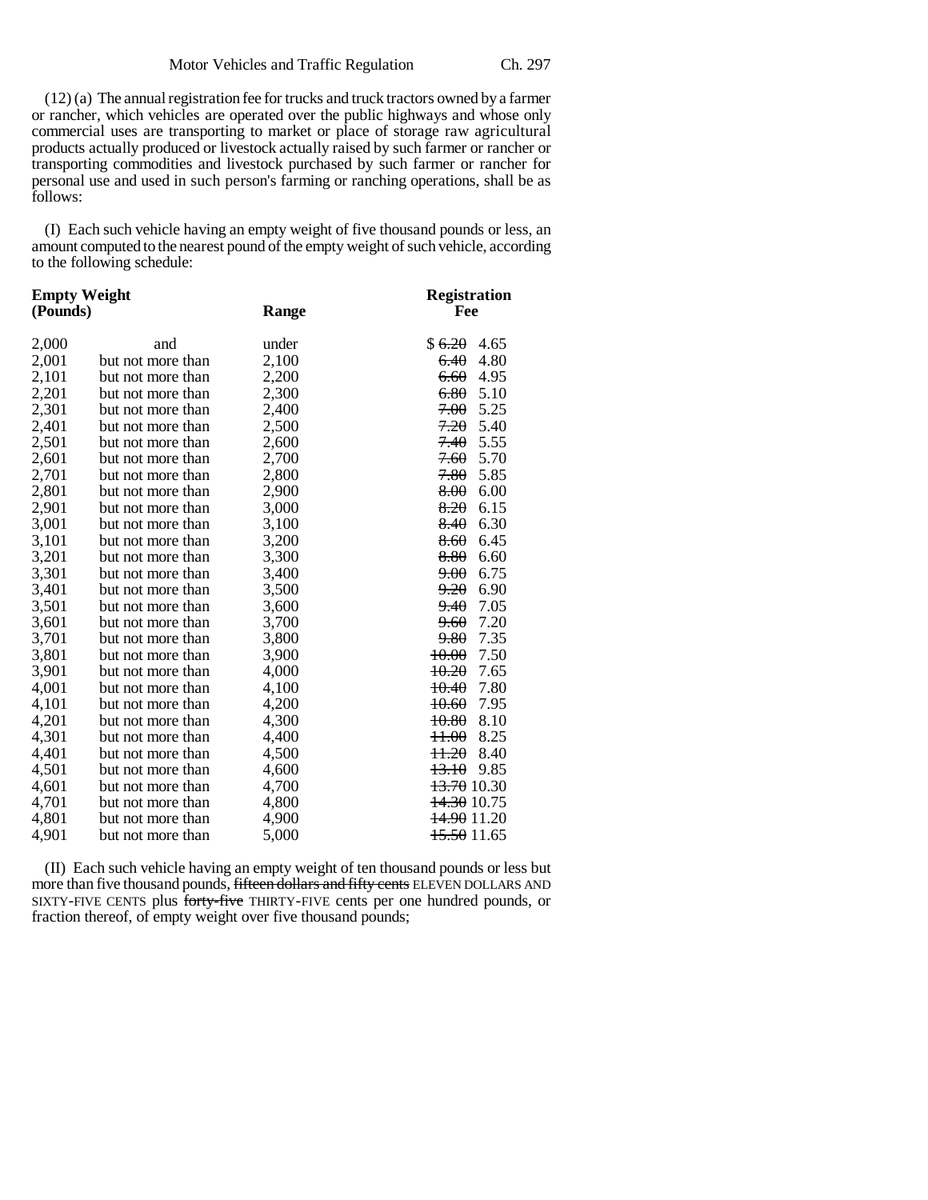(12) (a) The annual registration fee for trucks and truck tractors owned by a farmer or rancher, which vehicles are operated over the public highways and whose only commercial uses are transporting to market or place of storage raw agricultural products actually produced or livestock actually raised by such farmer or rancher or transporting commodities and livestock purchased by such farmer or rancher for personal use and used in such person's farming or ranching operations, shall be as follows:

(I) Each such vehicle having an empty weight of five thousand pounds or less, an amount computed to the nearest pound of the empty weight of such vehicle, according to the following schedule:

| Empty Weight (Pounds) | | Range | Registration Fee |
|---|---|---|---|
| 2,000 | and | under | $ ~~6.20~~ 4.65 |
| 2,001 | but not more than | 2,100 | ~~6.40~~ 4.80 |
| 2,101 | but not more than | 2,200 | ~~6.60~~ 4.95 |
| 2,201 | but not more than | 2,300 | ~~6.80~~ 5.10 |
| 2,301 | but not more than | 2,400 | ~~7.00~~ 5.25 |
| 2,401 | but not more than | 2,500 | ~~7.20~~ 5.40 |
| 2,501 | but not more than | 2,600 | ~~7.40~~ 5.55 |
| 2,601 | but not more than | 2,700 | ~~7.60~~ 5.70 |
| 2,701 | but not more than | 2,800 | ~~7.80~~ 5.85 |
| 2,801 | but not more than | 2,900 | ~~8.00~~ 6.00 |
| 2,901 | but not more than | 3,000 | ~~8.20~~ 6.15 |
| 3,001 | but not more than | 3,100 | ~~8.40~~ 6.30 |
| 3,101 | but not more than | 3,200 | ~~8.60~~ 6.45 |
| 3,201 | but not more than | 3,300 | ~~8.80~~ 6.60 |
| 3,301 | but not more than | 3,400 | ~~9.00~~ 6.75 |
| 3,401 | but not more than | 3,500 | ~~9.20~~ 6.90 |
| 3,501 | but not more than | 3,600 | ~~9.40~~ 7.05 |
| 3,601 | but not more than | 3,700 | ~~9.60~~ 7.20 |
| 3,701 | but not more than | 3,800 | ~~9.80~~ 7.35 |
| 3,801 | but not more than | 3,900 | ~~10.00~~ 7.50 |
| 3,901 | but not more than | 4,000 | ~~10.20~~ 7.65 |
| 4,001 | but not more than | 4,100 | ~~10.40~~ 7.80 |
| 4,101 | but not more than | 4,200 | ~~10.60~~ 7.95 |
| 4,201 | but not more than | 4,300 | ~~10.80~~ 8.10 |
| 4,301 | but not more than | 4,400 | ~~11.00~~ 8.25 |
| 4,401 | but not more than | 4,500 | ~~11.20~~ 8.40 |
| 4,501 | but not more than | 4,600 | ~~13.10~~ 9.85 |
| 4,601 | but not more than | 4,700 | ~~13.70~~ 10.30 |
| 4,701 | but not more than | 4,800 | ~~14.30~~ 10.75 |
| 4,801 | but not more than | 4,900 | ~~14.90~~ 11.20 |
| 4,901 | but not more than | 5,000 | ~~15.50~~ 11.65 |

(II) Each such vehicle having an empty weight of ten thousand pounds or less but more than five thousand pounds, ~~fifteen dollars and fifty cents~~ ELEVEN DOLLARS AND SIXTY-FIVE CENTS plus ~~forty-five~~ THIRTY-FIVE cents per one hundred pounds, or fraction thereof, of empty weight over five thousand pounds;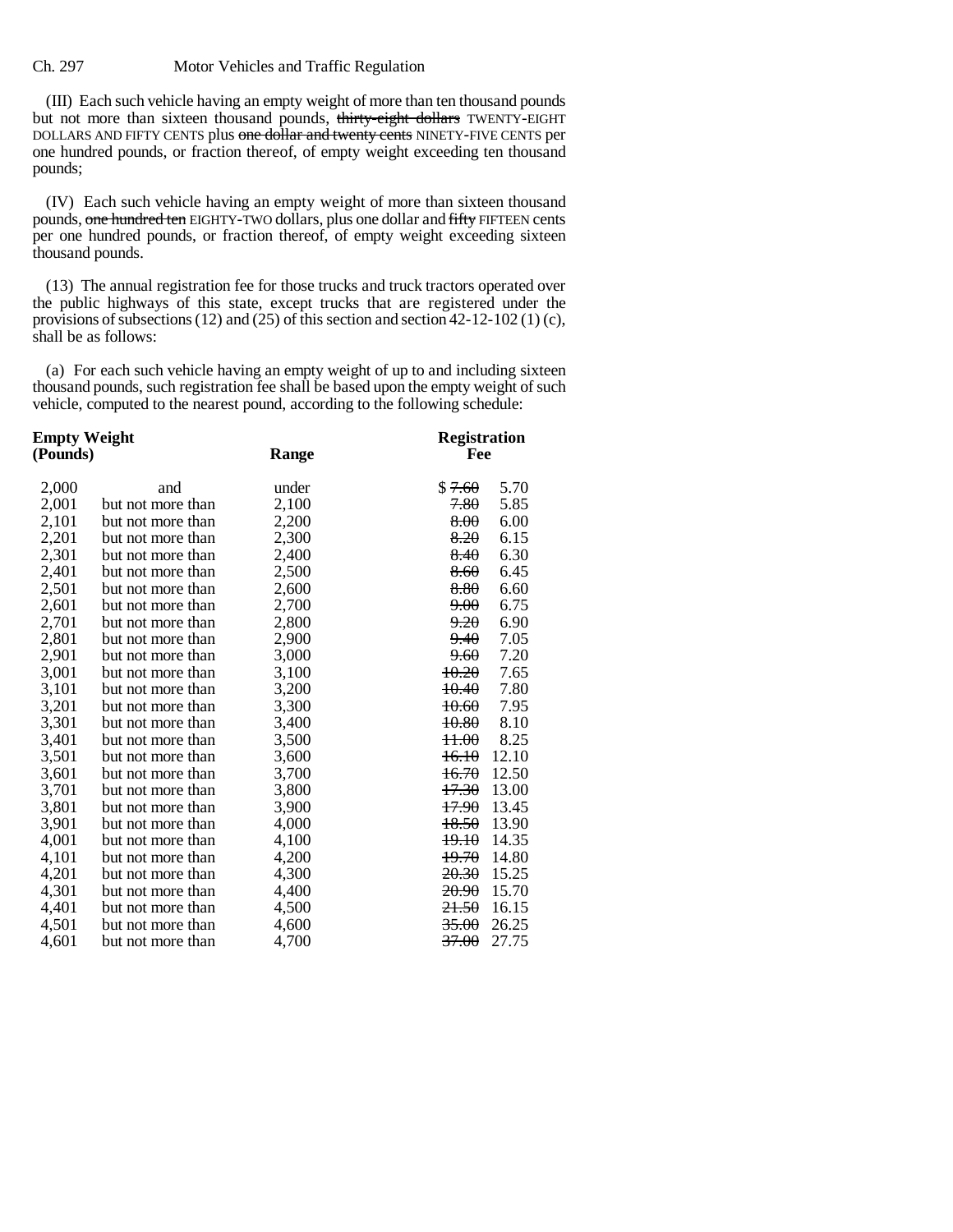(III) Each such vehicle having an empty weight of more than ten thousand pounds but not more than sixteen thousand pounds, ~~thirty-eight dollars~~ TWENTY-EIGHT DOLLARS AND FIFTY CENTS plus ~~one dollar and twenty cents~~ NINETY-FIVE CENTS per one hundred pounds, or fraction thereof, of empty weight exceeding ten thousand pounds;

(IV) Each such vehicle having an empty weight of more than sixteen thousand pounds, ~~one hundred ten~~ EIGHTY-TWO dollars, plus one dollar and ~~fifty~~ FIFTEEN cents per one hundred pounds, or fraction thereof, of empty weight exceeding sixteen thousand pounds.

(13) The annual registration fee for those trucks and truck tractors operated over the public highways of this state, except trucks that are registered under the provisions of subsections (12) and (25) of this section and section 42-12-102 (1) (c), shall be as follows:

(a) For each such vehicle having an empty weight of up to and including sixteen thousand pounds, such registration fee shall be based upon the empty weight of such vehicle, computed to the nearest pound, according to the following schedule:

| **Empty Weight (Pounds)** | | **Range** | **Registration Fee** |
|---|---|---|---|
| 2,000 | and | under | $ ~~7.60~~ 5.70 |
| 2,001 | but not more than | 2,100 | ~~7.80~~ 5.85 |
| 2,101 | but not more than | 2,200 | ~~8.00~~ 6.00 |
| 2,201 | but not more than | 2,300 | ~~8.20~~ 6.15 |
| 2,301 | but not more than | 2,400 | ~~8.40~~ 6.30 |
| 2,401 | but not more than | 2,500 | ~~8.60~~ 6.45 |
| 2,501 | but not more than | 2,600 | ~~8.80~~ 6.60 |
| 2,601 | but not more than | 2,700 | ~~9.00~~ 6.75 |
| 2,701 | but not more than | 2,800 | ~~9.20~~ 6.90 |
| 2,801 | but not more than | 2,900 | ~~9.40~~ 7.05 |
| 2,901 | but not more than | 3,000 | ~~9.60~~ 7.20 |
| 3,001 | but not more than | 3,100 | ~~10.20~~ 7.65 |
| 3,101 | but not more than | 3,200 | ~~10.40~~ 7.80 |
| 3,201 | but not more than | 3,300 | ~~10.60~~ 7.95 |
| 3,301 | but not more than | 3,400 | ~~10.80~~ 8.10 |
| 3,401 | but not more than | 3,500 | ~~11.00~~ 8.25 |
| 3,501 | but not more than | 3,600 | ~~16.10~~ 12.10 |
| 3,601 | but not more than | 3,700 | ~~16.70~~ 12.50 |
| 3,701 | but not more than | 3,800 | ~~17.30~~ 13.00 |
| 3,801 | but not more than | 3,900 | ~~17.90~~ 13.45 |
| 3,901 | but not more than | 4,000 | ~~18.50~~ 13.90 |
| 4,001 | but not more than | 4,100 | ~~19.10~~ 14.35 |
| 4,101 | but not more than | 4,200 | ~~19.70~~ 14.80 |
| 4,201 | but not more than | 4,300 | ~~20.30~~ 15.25 |
| 4,301 | but not more than | 4,400 | ~~20.90~~ 15.70 |
| 4,401 | but not more than | 4,500 | ~~21.50~~ 16.15 |
| 4,501 | but not more than | 4,600 | ~~35.00~~ 26.25 |
| 4,601 | but not more than | 4,700 | ~~37.00~~ 27.75 |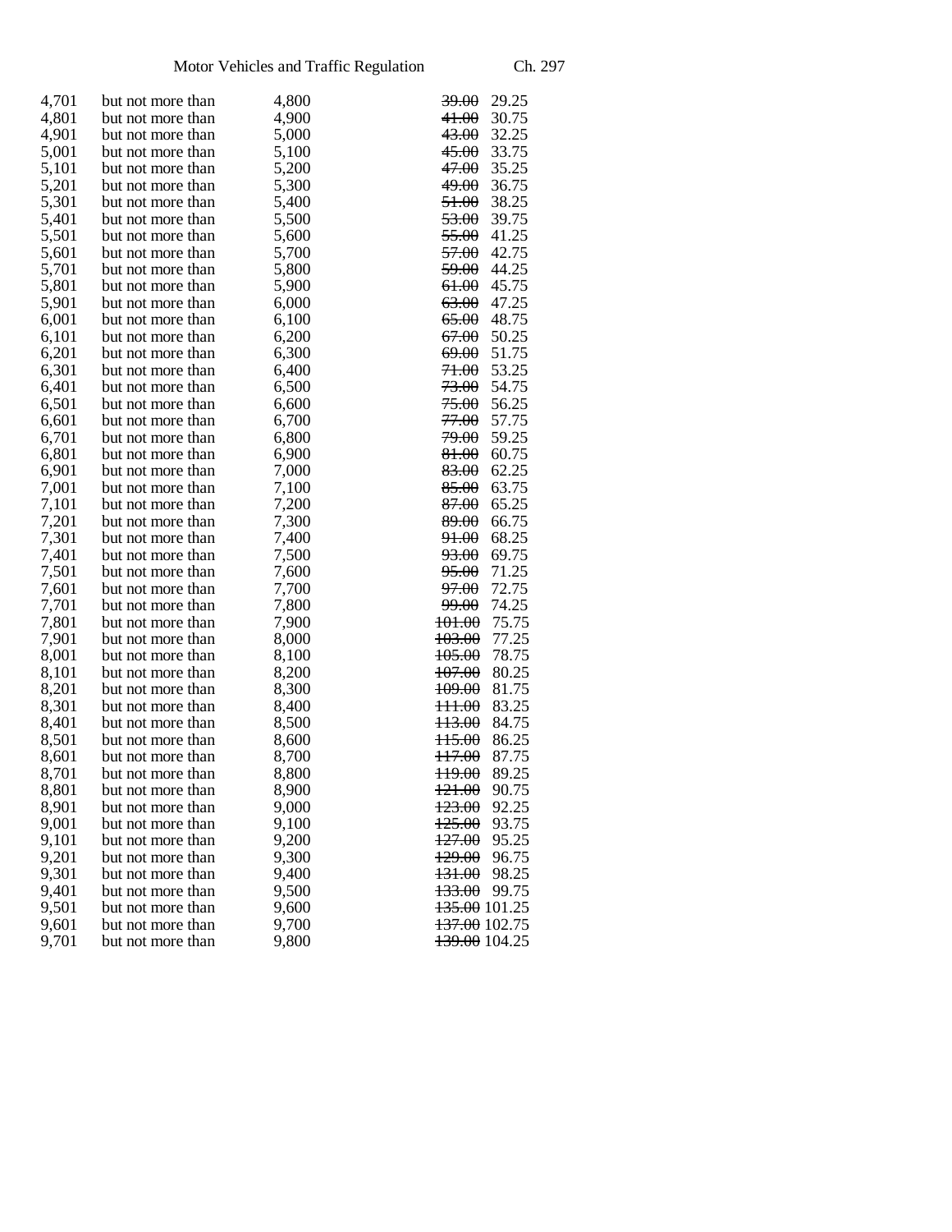| | | | |
|---|---|---|---|
| 4,701 | but not more than | 4,800 | ~~39.00~~ 29.25 |
| 4,801 | but not more than | 4,900 | ~~41.00~~ 30.75 |
| 4,901 | but not more than | 5,000 | ~~43.00~~ 32.25 |
| 5,001 | but not more than | 5,100 | ~~45.00~~ 33.75 |
| 5,101 | but not more than | 5,200 | ~~47.00~~ 35.25 |
| 5,201 | but not more than | 5,300 | ~~49.00~~ 36.75 |
| 5,301 | but not more than | 5,400 | ~~51.00~~ 38.25 |
| 5,401 | but not more than | 5,500 | ~~53.00~~ 39.75 |
| 5,501 | but not more than | 5,600 | ~~55.00~~ 41.25 |
| 5,601 | but not more than | 5,700 | ~~57.00~~ 42.75 |
| 5,701 | but not more than | 5,800 | ~~59.00~~ 44.25 |
| 5,801 | but not more than | 5,900 | ~~61.00~~ 45.75 |
| 5,901 | but not more than | 6,000 | ~~63.00~~ 47.25 |
| 6,001 | but not more than | 6,100 | ~~65.00~~ 48.75 |
| 6,101 | but not more than | 6,200 | ~~67.00~~ 50.25 |
| 6,201 | but not more than | 6,300 | ~~69.00~~ 51.75 |
| 6,301 | but not more than | 6,400 | ~~71.00~~ 53.25 |
| 6,401 | but not more than | 6,500 | ~~73.00~~ 54.75 |
| 6,501 | but not more than | 6,600 | ~~75.00~~ 56.25 |
| 6,601 | but not more than | 6,700 | ~~77.00~~ 57.75 |
| 6,701 | but not more than | 6,800 | ~~79.00~~ 59.25 |
| 6,801 | but not more than | 6,900 | ~~81.00~~ 60.75 |
| 6,901 | but not more than | 7,000 | ~~83.00~~ 62.25 |
| 7,001 | but not more than | 7,100 | ~~85.00~~ 63.75 |
| 7,101 | but not more than | 7,200 | ~~87.00~~ 65.25 |
| 7,201 | but not more than | 7,300 | ~~89.00~~ 66.75 |
| 7,301 | but not more than | 7,400 | ~~91.00~~ 68.25 |
| 7,401 | but not more than | 7,500 | ~~93.00~~ 69.75 |
| 7,501 | but not more than | 7,600 | ~~95.00~~ 71.25 |
| 7,601 | but not more than | 7,700 | ~~97.00~~ 72.75 |
| 7,701 | but not more than | 7,800 | ~~99.00~~ 74.25 |
| 7,801 | but not more than | 7,900 | ~~101.00~~ 75.75 |
| 7,901 | but not more than | 8,000 | ~~103.00~~ 77.25 |
| 8,001 | but not more than | 8,100 | ~~105.00~~ 78.75 |
| 8,101 | but not more than | 8,200 | ~~107.00~~ 80.25 |
| 8,201 | but not more than | 8,300 | ~~109.00~~ 81.75 |
| 8,301 | but not more than | 8,400 | ~~111.00~~ 83.25 |
| 8,401 | but not more than | 8,500 | ~~113.00~~ 84.75 |
| 8,501 | but not more than | 8,600 | ~~115.00~~ 86.25 |
| 8,601 | but not more than | 8,700 | ~~117.00~~ 87.75 |
| 8,701 | but not more than | 8,800 | ~~119.00~~ 89.25 |
| 8,801 | but not more than | 8,900 | ~~121.00~~ 90.75 |
| 8,901 | but not more than | 9,000 | ~~123.00~~ 92.25 |
| 9,001 | but not more than | 9,100 | ~~125.00~~ 93.75 |
| 9,101 | but not more than | 9,200 | ~~127.00~~ 95.25 |
| 9,201 | but not more than | 9,300 | ~~129.00~~ 96.75 |
| 9,301 | but not more than | 9,400 | ~~131.00~~ 98.25 |
| 9,401 | but not more than | 9,500 | ~~133.00~~ 99.75 |
| 9,501 | but not more than | 9,600 | ~~135.00~~ 101.25 |
| 9,601 | but not more than | 9,700 | ~~137.00~~ 102.75 |
| 9,701 | but not more than | 9,800 | ~~139.00~~ 104.25 |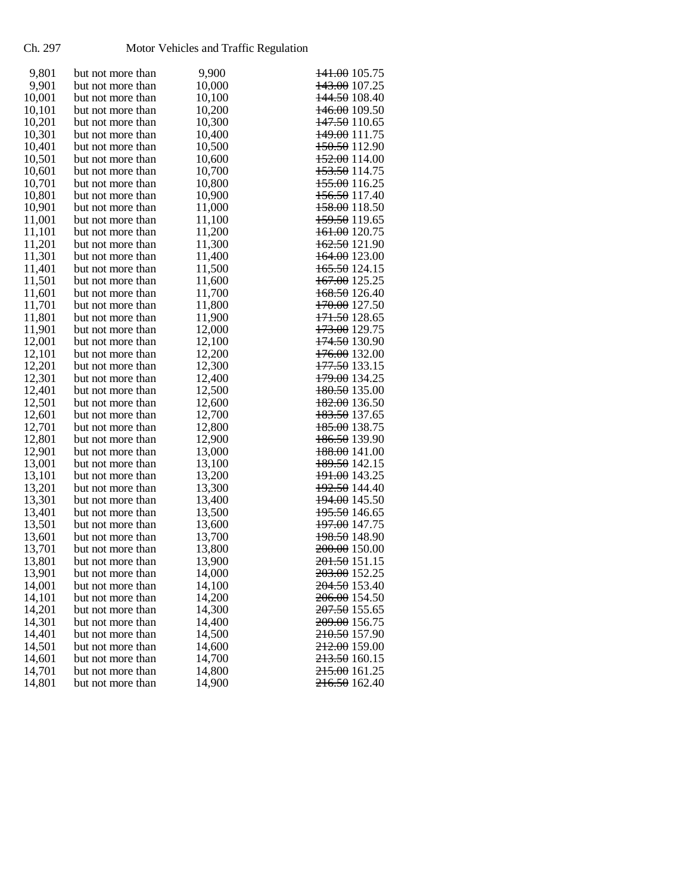| | | | |
|---|---|---|---|
| 9,801 | but not more than | 9,900 | ~~141.00~~ 105.75 |
| 9,901 | but not more than | 10,000 | ~~143.00~~ 107.25 |
| 10,001 | but not more than | 10,100 | ~~144.50~~ 108.40 |
| 10,101 | but not more than | 10,200 | ~~146.00~~ 109.50 |
| 10,201 | but not more than | 10,300 | ~~147.50~~ 110.65 |
| 10,301 | but not more than | 10,400 | ~~149.00~~ 111.75 |
| 10,401 | but not more than | 10,500 | ~~150.50~~ 112.90 |
| 10,501 | but not more than | 10,600 | ~~152.00~~ 114.00 |
| 10,601 | but not more than | 10,700 | ~~153.50~~ 114.75 |
| 10,701 | but not more than | 10,800 | ~~155.00~~ 116.25 |
| 10,801 | but not more than | 10,900 | ~~156.50~~ 117.40 |
| 10,901 | but not more than | 11,000 | ~~158.00~~ 118.50 |
| 11,001 | but not more than | 11,100 | ~~159.50~~ 119.65 |
| 11,101 | but not more than | 11,200 | ~~161.00~~ 120.75 |
| 11,201 | but not more than | 11,300 | ~~162.50~~ 121.90 |
| 11,301 | but not more than | 11,400 | ~~164.00~~ 123.00 |
| 11,401 | but not more than | 11,500 | ~~165.50~~ 124.15 |
| 11,501 | but not more than | 11,600 | ~~167.00~~ 125.25 |
| 11,601 | but not more than | 11,700 | ~~168.50~~ 126.40 |
| 11,701 | but not more than | 11,800 | ~~170.00~~ 127.50 |
| 11,801 | but not more than | 11,900 | ~~171.50~~ 128.65 |
| 11,901 | but not more than | 12,000 | ~~173.00~~ 129.75 |
| 12,001 | but not more than | 12,100 | ~~174.50~~ 130.90 |
| 12,101 | but not more than | 12,200 | ~~176.00~~ 132.00 |
| 12,201 | but not more than | 12,300 | ~~177.50~~ 133.15 |
| 12,301 | but not more than | 12,400 | ~~179.00~~ 134.25 |
| 12,401 | but not more than | 12,500 | ~~180.50~~ 135.00 |
| 12,501 | but not more than | 12,600 | ~~182.00~~ 136.50 |
| 12,601 | but not more than | 12,700 | ~~183.50~~ 137.65 |
| 12,701 | but not more than | 12,800 | ~~185.00~~ 138.75 |
| 12,801 | but not more than | 12,900 | ~~186.50~~ 139.90 |
| 12,901 | but not more than | 13,000 | ~~188.00~~ 141.00 |
| 13,001 | but not more than | 13,100 | ~~189.50~~ 142.15 |
| 13,101 | but not more than | 13,200 | ~~191.00~~ 143.25 |
| 13,201 | but not more than | 13,300 | ~~192.50~~ 144.40 |
| 13,301 | but not more than | 13,400 | ~~194.00~~ 145.50 |
| 13,401 | but not more than | 13,500 | ~~195.50~~ 146.65 |
| 13,501 | but not more than | 13,600 | ~~197.00~~ 147.75 |
| 13,601 | but not more than | 13,700 | ~~198.50~~ 148.90 |
| 13,701 | but not more than | 13,800 | ~~200.00~~ 150.00 |
| 13,801 | but not more than | 13,900 | ~~201.50~~ 151.15 |
| 13,901 | but not more than | 14,000 | ~~203.00~~ 152.25 |
| 14,001 | but not more than | 14,100 | ~~204.50~~ 153.40 |
| 14,101 | but not more than | 14,200 | ~~206.00~~ 154.50 |
| 14,201 | but not more than | 14,300 | ~~207.50~~ 155.65 |
| 14,301 | but not more than | 14,400 | ~~209.00~~ 156.75 |
| 14,401 | but not more than | 14,500 | ~~210.50~~ 157.90 |
| 14,501 | but not more than | 14,600 | ~~212.00~~ 159.00 |
| 14,601 | but not more than | 14,700 | ~~213.50~~ 160.15 |
| 14,701 | but not more than | 14,800 | ~~215.00~~ 161.25 |
| 14,801 | but not more than | 14,900 | ~~216.50~~ 162.40 |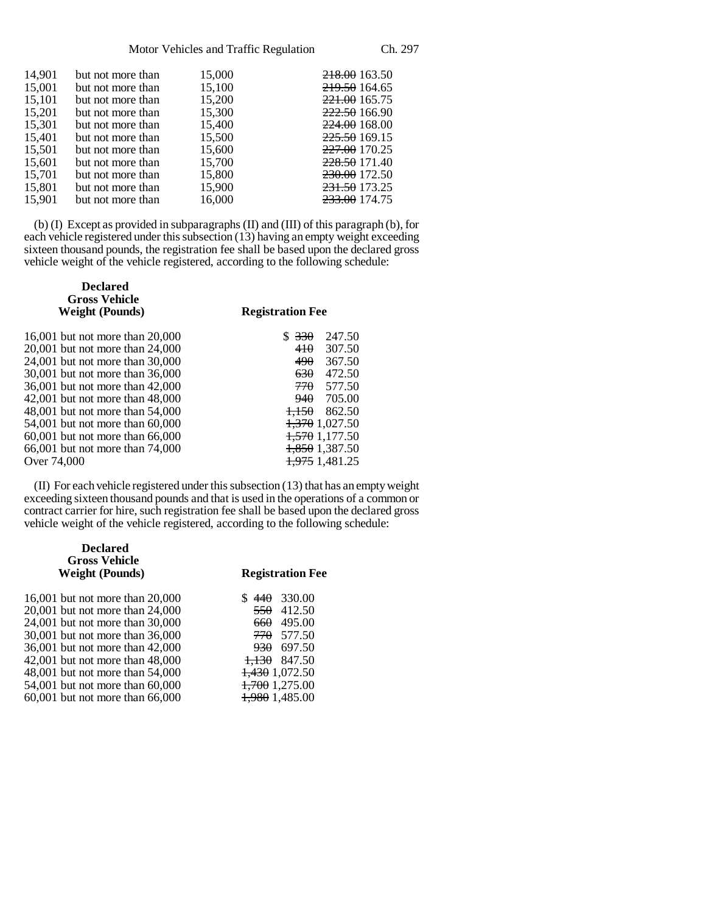| | | | |
|---|---|---|---|
| 14,901 | but not more than | 15,000 | ~~218.00~~ 163.50 |
| 15,001 | but not more than | 15,100 | ~~219.50~~ 164.65 |
| 15,101 | but not more than | 15,200 | ~~221.00~~ 165.75 |
| 15,201 | but not more than | 15,300 | ~~222.50~~ 166.90 |
| 15,301 | but not more than | 15,400 | ~~224.00~~ 168.00 |
| 15,401 | but not more than | 15,500 | ~~225.50~~ 169.15 |
| 15,501 | but not more than | 15,600 | ~~227.00~~ 170.25 |
| 15,601 | but not more than | 15,700 | ~~228.50~~ 171.40 |
| 15,701 | but not more than | 15,800 | ~~230.00~~ 172.50 |
| 15,801 | but not more than | 15,900 | ~~231.50~~ 173.25 |
| 15,901 | but not more than | 16,000 | ~~233.00~~ 174.75 |

(b) (I) Except as provided in subparagraphs (II) and (III) of this paragraph (b), for each vehicle registered under this subsection (13) having an empty weight exceeding sixteen thousand pounds, the registration fee shall be based upon the declared gross vehicle weight of the vehicle registered, according to the following schedule:

| Declared Gross Vehicle Weight (Pounds) | Registration Fee |
|---|---|
| 16,001 but not more than 20,000 | $ ~~330~~ 247.50 |
| 20,001 but not more than 24,000 | ~~410~~ 307.50 |
| 24,001 but not more than 30,000 | ~~490~~ 367.50 |
| 30,001 but not more than 36,000 | ~~630~~ 472.50 |
| 36,001 but not more than 42,000 | ~~770~~ 577.50 |
| 42,001 but not more than 48,000 | ~~940~~ 705.00 |
| 48,001 but not more than 54,000 | ~~1,150~~ 862.50 |
| 54,001 but not more than 60,000 | ~~1,370~~ 1,027.50 |
| 60,001 but not more than 66,000 | ~~1,570~~ 1,177.50 |
| 66,001 but not more than 74,000 | ~~1,850~~ 1,387.50 |
| Over 74,000 | ~~1,975~~ 1,481.25 |

(II) For each vehicle registered under this subsection (13) that has an empty weight exceeding sixteen thousand pounds and that is used in the operations of a common or contract carrier for hire, such registration fee shall be based upon the declared gross vehicle weight of the vehicle registered, according to the following schedule:

| Declared Gross Vehicle Weight (Pounds) | Registration Fee |
|---|---|
| 16,001 but not more than 20,000 | $ ~~440~~ 330.00 |
| 20,001 but not more than 24,000 | ~~550~~ 412.50 |
| 24,001 but not more than 30,000 | ~~660~~ 495.00 |
| 30,001 but not more than 36,000 | ~~770~~ 577.50 |
| 36,001 but not more than 42,000 | ~~930~~ 697.50 |
| 42,001 but not more than 48,000 | ~~1,130~~ 847.50 |
| 48,001 but not more than 54,000 | ~~1,430~~ 1,072.50 |
| 54,001 but not more than 60,000 | ~~1,700~~ 1,275.00 |
| 60,001 but not more than 66,000 | ~~1,980~~ 1,485.00 |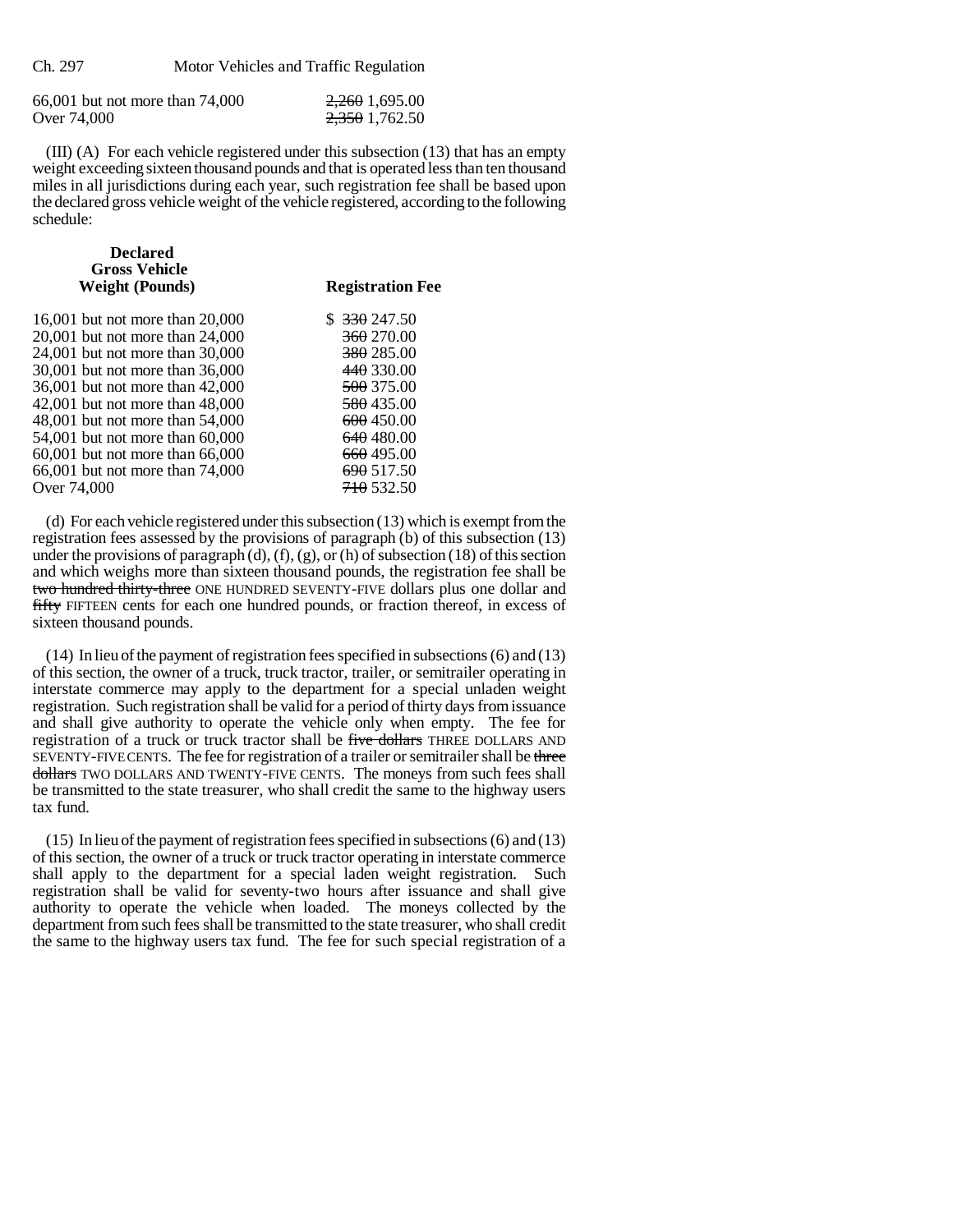| | |
|---|---|
| 66,001 but not more than 74,000 | ~~2,260~~ 1,695.00 |
| Over 74,000 | ~~2,350~~ 1,762.50 |

(III) (A) For each vehicle registered under this subsection (13) that has an empty weight exceeding sixteen thousand pounds and that is operated less than ten thousand miles in all jurisdictions during each year, such registration fee shall be based upon the declared gross vehicle weight of the vehicle registered, according to the following schedule:

| Declared Gross Vehicle Weight (Pounds) | Registration Fee |
|---|---|
| 16,001 but not more than 20,000 | $ ~~330~~ 247.50 |
| 20,001 but not more than 24,000 | ~~360~~ 270.00 |
| 24,001 but not more than 30,000 | ~~380~~ 285.00 |
| 30,001 but not more than 36,000 | ~~440~~ 330.00 |
| 36,001 but not more than 42,000 | ~~500~~ 375.00 |
| 42,001 but not more than 48,000 | ~~580~~ 435.00 |
| 48,001 but not more than 54,000 | ~~600~~ 450.00 |
| 54,001 but not more than 60,000 | ~~640~~ 480.00 |
| 60,001 but not more than 66,000 | ~~660~~ 495.00 |
| 66,001 but not more than 74,000 | ~~690~~ 517.50 |
| Over 74,000 | ~~710~~ 532.50 |

(d) For each vehicle registered under this subsection (13) which is exempt from the registration fees assessed by the provisions of paragraph (b) of this subsection (13) under the provisions of paragraph (d), (f), (g), or (h) of subsection (18) of this section and which weighs more than sixteen thousand pounds, the registration fee shall be ~~two hundred thirty-three~~ ONE HUNDRED SEVENTY-FIVE dollars plus one dollar and ~~fifty~~ FIFTEEN cents for each one hundred pounds, or fraction thereof, in excess of sixteen thousand pounds.

(14) In lieu of the payment of registration fees specified in subsections (6) and (13) of this section, the owner of a truck, truck tractor, trailer, or semitrailer operating in interstate commerce may apply to the department for a special unladen weight registration. Such registration shall be valid for a period of thirty days from issuance and shall give authority to operate the vehicle only when empty. The fee for registration of a truck or truck tractor shall be ~~five dollars~~ THREE DOLLARS AND SEVENTY-FIVE CENTS. The fee for registration of a trailer or semitrailer shall be ~~three dollars~~ TWO DOLLARS AND TWENTY-FIVE CENTS. The moneys from such fees shall be transmitted to the state treasurer, who shall credit the same to the highway users tax fund.

(15) In lieu of the payment of registration fees specified in subsections (6) and (13) of this section, the owner of a truck or truck tractor operating in interstate commerce shall apply to the department for a special laden weight registration. Such registration shall be valid for seventy-two hours after issuance and shall give authority to operate the vehicle when loaded. The moneys collected by the department from such fees shall be transmitted to the state treasurer, who shall credit the same to the highway users tax fund. The fee for such special registration of a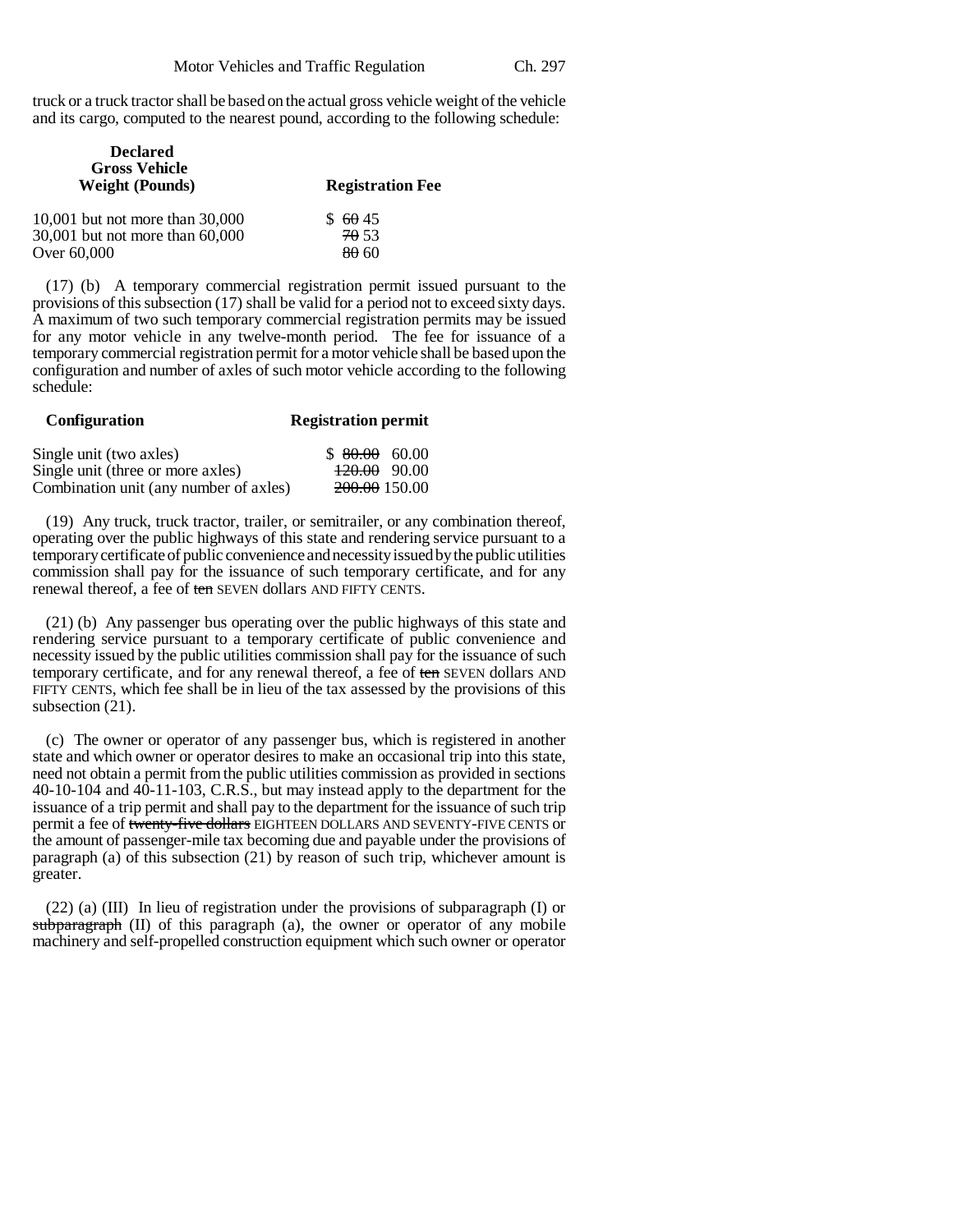truck or a truck tractor shall be based on the actual gross vehicle weight of the vehicle and its cargo, computed to the nearest pound, according to the following schedule:

| Declared Gross Vehicle Weight (Pounds) | Registration Fee |
|---|---|
| 10,001 but not more than 30,000 | $ ~~60~~ 45 |
| 30,001 but not more than 60,000 | ~~70~~ 53 |
| Over 60,000 | ~~80~~ 60 |

(17) (b) A temporary commercial registration permit issued pursuant to the provisions of this subsection (17) shall be valid for a period not to exceed sixty days. A maximum of two such temporary commercial registration permits may be issued for any motor vehicle in any twelve-month period. The fee for issuance of a temporary commercial registration permit for a motor vehicle shall be based upon the configuration and number of axles of such motor vehicle according to the following schedule:

| Configuration | Registration permit |
|---|---|
| Single unit (two axles) | $ ~~80.00~~ 60.00 |
| Single unit (three or more axles) | ~~120.00~~ 90.00 |
| Combination unit (any number of axles) | ~~200.00~~ 150.00 |

(19) Any truck, truck tractor, trailer, or semitrailer, or any combination thereof, operating over the public highways of this state and rendering service pursuant to a temporary certificate of public convenience and necessity issued by the public utilities commission shall pay for the issuance of such temporary certificate, and for any renewal thereof, a fee of ~~ten~~ SEVEN dollars AND FIFTY CENTS.

(21) (b) Any passenger bus operating over the public highways of this state and rendering service pursuant to a temporary certificate of public convenience and necessity issued by the public utilities commission shall pay for the issuance of such temporary certificate, and for any renewal thereof, a fee of ~~ten~~ SEVEN dollars AND FIFTY CENTS, which fee shall be in lieu of the tax assessed by the provisions of this subsection (21).

(c) The owner or operator of any passenger bus, which is registered in another state and which owner or operator desires to make an occasional trip into this state, need not obtain a permit from the public utilities commission as provided in sections 40-10-104 and 40-11-103, C.R.S., but may instead apply to the department for the issuance of a trip permit and shall pay to the department for the issuance of such trip permit a fee of ~~twenty-five dollars~~ EIGHTEEN DOLLARS AND SEVENTY-FIVE CENTS or the amount of passenger-mile tax becoming due and payable under the provisions of paragraph (a) of this subsection (21) by reason of such trip, whichever amount is greater.

(22) (a) (III) In lieu of registration under the provisions of subparagraph (I) or ~~subparagraph~~ (II) of this paragraph (a), the owner or operator of any mobile machinery and self-propelled construction equipment which such owner or operator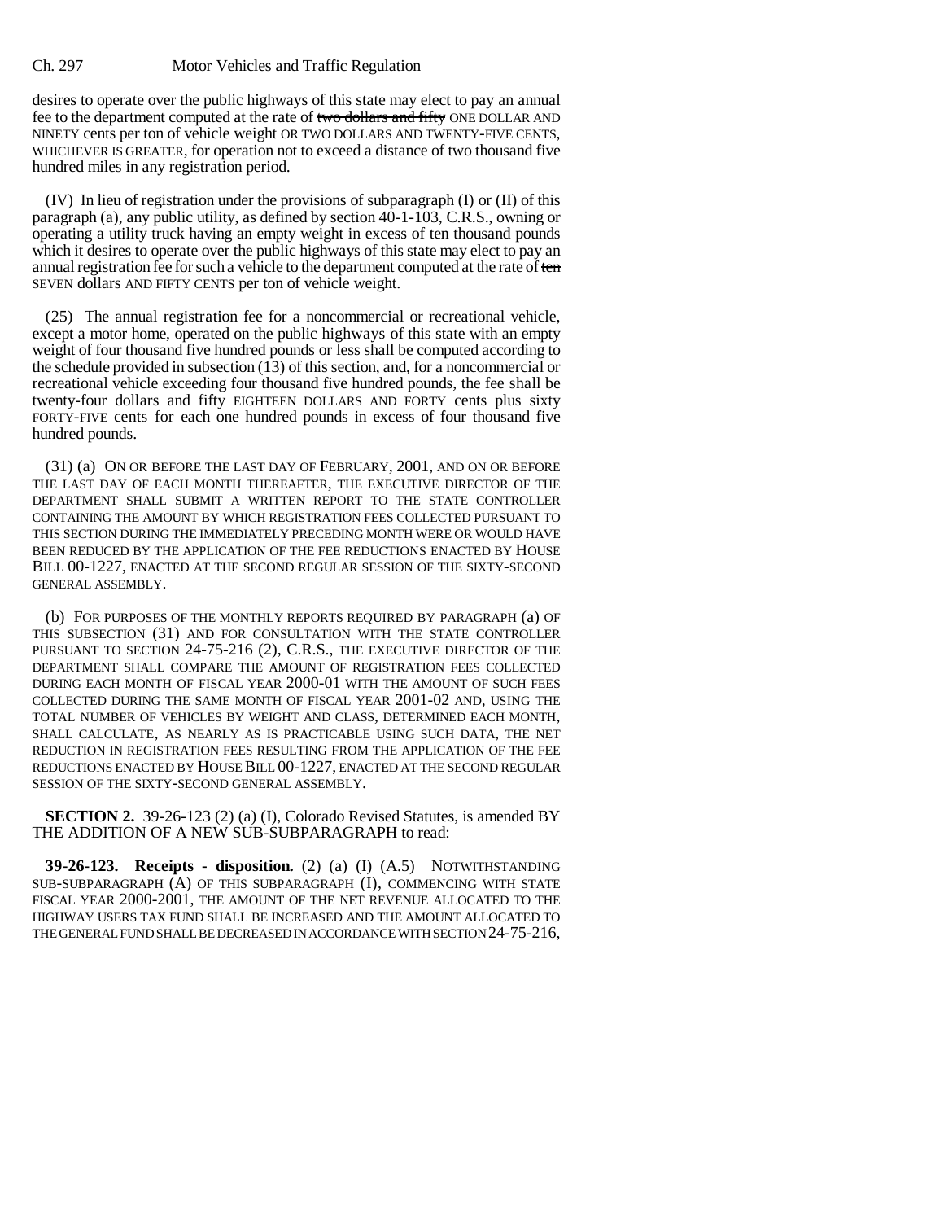desires to operate over the public highways of this state may elect to pay an annual fee to the department computed at the rate of ~~two dollars and fifty~~ ONE DOLLAR AND NINETY cents per ton of vehicle weight OR TWO DOLLARS AND TWENTY-FIVE CENTS, WHICHEVER IS GREATER, for operation not to exceed a distance of two thousand five hundred miles in any registration period.

(IV) In lieu of registration under the provisions of subparagraph (I) or (II) of this paragraph (a), any public utility, as defined by section 40-1-103, C.R.S., owning or operating a utility truck having an empty weight in excess of ten thousand pounds which it desires to operate over the public highways of this state may elect to pay an annual registration fee for such a vehicle to the department computed at the rate of ~~ten~~ SEVEN dollars AND FIFTY CENTS per ton of vehicle weight.

(25) The annual registration fee for a noncommercial or recreational vehicle, except a motor home, operated on the public highways of this state with an empty weight of four thousand five hundred pounds or less shall be computed according to the schedule provided in subsection (13) of this section, and, for a noncommercial or recreational vehicle exceeding four thousand five hundred pounds, the fee shall be ~~twenty-four dollars and fifty~~ EIGHTEEN DOLLARS AND FORTY cents plus ~~sixty~~ FORTY-FIVE cents for each one hundred pounds in excess of four thousand five hundred pounds.

(31) (a) ON OR BEFORE THE LAST DAY OF FEBRUARY, 2001, AND ON OR BEFORE THE LAST DAY OF EACH MONTH THEREAFTER, THE EXECUTIVE DIRECTOR OF THE DEPARTMENT SHALL SUBMIT A WRITTEN REPORT TO THE STATE CONTROLLER CONTAINING THE AMOUNT BY WHICH REGISTRATION FEES COLLECTED PURSUANT TO THIS SECTION DURING THE IMMEDIATELY PRECEDING MONTH WERE OR WOULD HAVE BEEN REDUCED BY THE APPLICATION OF THE FEE REDUCTIONS ENACTED BY HOUSE BILL 00-1227, ENACTED AT THE SECOND REGULAR SESSION OF THE SIXTY-SECOND GENERAL ASSEMBLY.

(b) FOR PURPOSES OF THE MONTHLY REPORTS REQUIRED BY PARAGRAPH (a) OF THIS SUBSECTION (31) AND FOR CONSULTATION WITH THE STATE CONTROLLER PURSUANT TO SECTION 24-75-216 (2), C.R.S., THE EXECUTIVE DIRECTOR OF THE DEPARTMENT SHALL COMPARE THE AMOUNT OF REGISTRATION FEES COLLECTED DURING EACH MONTH OF FISCAL YEAR 2000-01 WITH THE AMOUNT OF SUCH FEES COLLECTED DURING THE SAME MONTH OF FISCAL YEAR 2001-02 AND, USING THE TOTAL NUMBER OF VEHICLES BY WEIGHT AND CLASS, DETERMINED EACH MONTH, SHALL CALCULATE, AS NEARLY AS IS PRACTICABLE USING SUCH DATA, THE NET REDUCTION IN REGISTRATION FEES RESULTING FROM THE APPLICATION OF THE FEE REDUCTIONS ENACTED BY HOUSE BILL 00-1227, ENACTED AT THE SECOND REGULAR SESSION OF THE SIXTY-SECOND GENERAL ASSEMBLY.

**SECTION 2.** 39-26-123 (2) (a) (I), Colorado Revised Statutes, is amended BY THE ADDITION OF A NEW SUB-SUBPARAGRAPH to read:

**39-26-123. Receipts - disposition.** (2) (a) (I) (A.5) NOTWITHSTANDING SUB-SUBPARAGRAPH (A) OF THIS SUBPARAGRAPH (I), COMMENCING WITH STATE FISCAL YEAR 2000-2001, THE AMOUNT OF THE NET REVENUE ALLOCATED TO THE HIGHWAY USERS TAX FUND SHALL BE INCREASED AND THE AMOUNT ALLOCATED TO THE GENERAL FUND SHALL BE DECREASED IN ACCORDANCE WITH SECTION 24-75-216,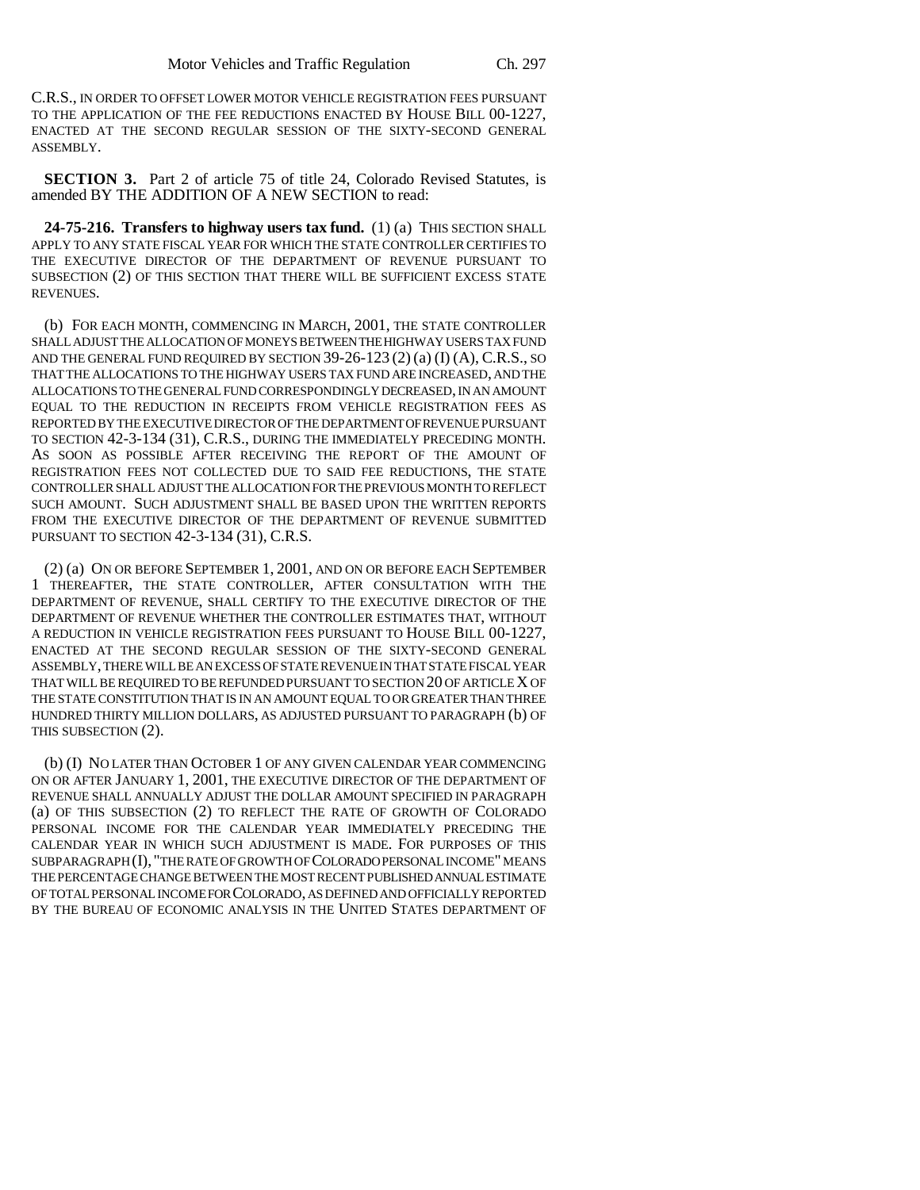C.R.S., IN ORDER TO OFFSET LOWER MOTOR VEHICLE REGISTRATION FEES PURSUANT TO THE APPLICATION OF THE FEE REDUCTIONS ENACTED BY HOUSE BILL 00-1227, ENACTED AT THE SECOND REGULAR SESSION OF THE SIXTY-SECOND GENERAL ASSEMBLY.

**SECTION 3.** Part 2 of article 75 of title 24, Colorado Revised Statutes, is amended BY THE ADDITION OF A NEW SECTION to read:

**24-75-216. Transfers to highway users tax fund.** (1) (a) THIS SECTION SHALL APPLY TO ANY STATE FISCAL YEAR FOR WHICH THE STATE CONTROLLER CERTIFIES TO THE EXECUTIVE DIRECTOR OF THE DEPARTMENT OF REVENUE PURSUANT TO SUBSECTION (2) OF THIS SECTION THAT THERE WILL BE SUFFICIENT EXCESS STATE REVENUES.

(b) FOR EACH MONTH, COMMENCING IN MARCH, 2001, THE STATE CONTROLLER SHALL ADJUST THE ALLOCATION OF MONEYS BETWEEN THE HIGHWAY USERS TAX FUND AND THE GENERAL FUND REQUIRED BY SECTION 39-26-123 (2) (a) (I) (A), C.R.S., SO THAT THE ALLOCATIONS TO THE HIGHWAY USERS TAX FUND ARE INCREASED, AND THE ALLOCATIONS TO THE GENERAL FUND CORRESPONDINGLY DECREASED, IN AN AMOUNT EQUAL TO THE REDUCTION IN RECEIPTS FROM VEHICLE REGISTRATION FEES AS REPORTED BY THE EXECUTIVE DIRECTOR OF THE DEPARTMENT OF REVENUE PURSUANT TO SECTION 42-3-134 (31), C.R.S., DURING THE IMMEDIATELY PRECEDING MONTH. AS SOON AS POSSIBLE AFTER RECEIVING THE REPORT OF THE AMOUNT OF REGISTRATION FEES NOT COLLECTED DUE TO SAID FEE REDUCTIONS, THE STATE CONTROLLER SHALL ADJUST THE ALLOCATION FOR THE PREVIOUS MONTH TO REFLECT SUCH AMOUNT. SUCH ADJUSTMENT SHALL BE BASED UPON THE WRITTEN REPORTS FROM THE EXECUTIVE DIRECTOR OF THE DEPARTMENT OF REVENUE SUBMITTED PURSUANT TO SECTION 42-3-134 (31), C.R.S.

(2) (a) ON OR BEFORE SEPTEMBER 1, 2001, AND ON OR BEFORE EACH SEPTEMBER 1 THEREAFTER, THE STATE CONTROLLER, AFTER CONSULTATION WITH THE DEPARTMENT OF REVENUE, SHALL CERTIFY TO THE EXECUTIVE DIRECTOR OF THE DEPARTMENT OF REVENUE WHETHER THE CONTROLLER ESTIMATES THAT, WITHOUT A REDUCTION IN VEHICLE REGISTRATION FEES PURSUANT TO HOUSE BILL 00-1227, ENACTED AT THE SECOND REGULAR SESSION OF THE SIXTY-SECOND GENERAL ASSEMBLY, THERE WILL BE AN EXCESS OF STATE REVENUE IN THAT STATE FISCAL YEAR THAT WILL BE REQUIRED TO BE REFUNDED PURSUANT TO SECTION 20 OF ARTICLE X OF THE STATE CONSTITUTION THAT IS IN AN AMOUNT EQUAL TO OR GREATER THAN THREE HUNDRED THIRTY MILLION DOLLARS, AS ADJUSTED PURSUANT TO PARAGRAPH (b) OF THIS SUBSECTION (2).

(b) (I) NO LATER THAN OCTOBER 1 OF ANY GIVEN CALENDAR YEAR COMMENCING ON OR AFTER JANUARY 1, 2001, THE EXECUTIVE DIRECTOR OF THE DEPARTMENT OF REVENUE SHALL ANNUALLY ADJUST THE DOLLAR AMOUNT SPECIFIED IN PARAGRAPH (a) OF THIS SUBSECTION (2) TO REFLECT THE RATE OF GROWTH OF COLORADO PERSONAL INCOME FOR THE CALENDAR YEAR IMMEDIATELY PRECEDING THE CALENDAR YEAR IN WHICH SUCH ADJUSTMENT IS MADE. FOR PURPOSES OF THIS SUBPARAGRAPH (I), "THE RATE OF GROWTH OF COLORADO PERSONAL INCOME" MEANS THE PERCENTAGE CHANGE BETWEEN THE MOST RECENT PUBLISHED ANNUAL ESTIMATE OF TOTAL PERSONAL INCOME FOR COLORADO, AS DEFINED AND OFFICIALLY REPORTED BY THE BUREAU OF ECONOMIC ANALYSIS IN THE UNITED STATES DEPARTMENT OF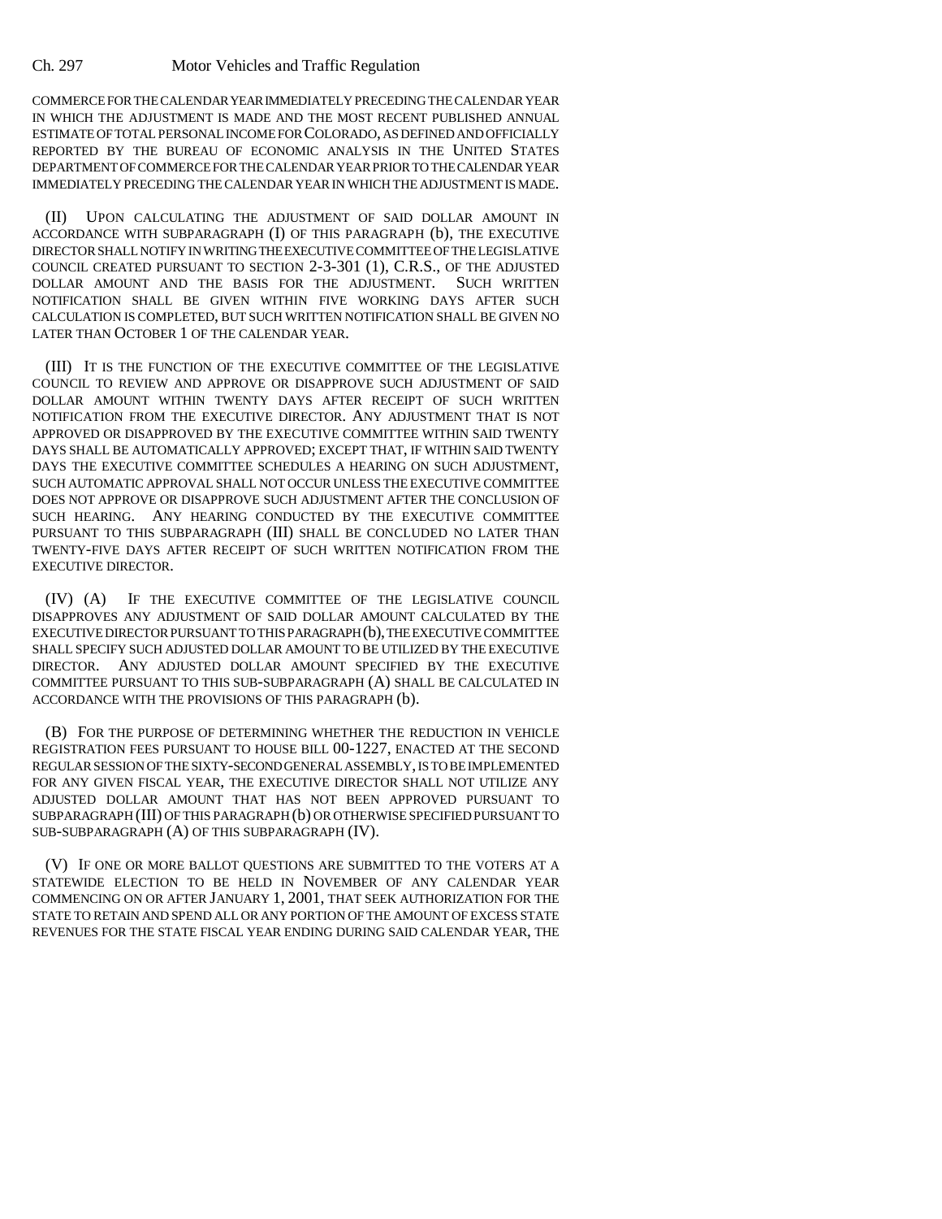COMMERCE FOR THE CALENDAR YEAR IMMEDIATELY PRECEDING THE CALENDAR YEAR IN WHICH THE ADJUSTMENT IS MADE AND THE MOST RECENT PUBLISHED ANNUAL ESTIMATE OF TOTAL PERSONAL INCOME FOR COLORADO, AS DEFINED AND OFFICIALLY REPORTED BY THE BUREAU OF ECONOMIC ANALYSIS IN THE UNITED STATES DEPARTMENT OF COMMERCE FOR THE CALENDAR YEAR PRIOR TO THE CALENDAR YEAR IMMEDIATELY PRECEDING THE CALENDAR YEAR IN WHICH THE ADJUSTMENT IS MADE.

(II) UPON CALCULATING THE ADJUSTMENT OF SAID DOLLAR AMOUNT IN ACCORDANCE WITH SUBPARAGRAPH (I) OF THIS PARAGRAPH (b), THE EXECUTIVE DIRECTOR SHALL NOTIFY IN WRITING THE EXECUTIVE COMMITTEE OF THE LEGISLATIVE COUNCIL CREATED PURSUANT TO SECTION 2-3-301 (1), C.R.S., OF THE ADJUSTED DOLLAR AMOUNT AND THE BASIS FOR THE ADJUSTMENT. SUCH WRITTEN NOTIFICATION SHALL BE GIVEN WITHIN FIVE WORKING DAYS AFTER SUCH CALCULATION IS COMPLETED, BUT SUCH WRITTEN NOTIFICATION SHALL BE GIVEN NO LATER THAN OCTOBER 1 OF THE CALENDAR YEAR.

(III) IT IS THE FUNCTION OF THE EXECUTIVE COMMITTEE OF THE LEGISLATIVE COUNCIL TO REVIEW AND APPROVE OR DISAPPROVE SUCH ADJUSTMENT OF SAID DOLLAR AMOUNT WITHIN TWENTY DAYS AFTER RECEIPT OF SUCH WRITTEN NOTIFICATION FROM THE EXECUTIVE DIRECTOR. ANY ADJUSTMENT THAT IS NOT APPROVED OR DISAPPROVED BY THE EXECUTIVE COMMITTEE WITHIN SAID TWENTY DAYS SHALL BE AUTOMATICALLY APPROVED; EXCEPT THAT, IF WITHIN SAID TWENTY DAYS THE EXECUTIVE COMMITTEE SCHEDULES A HEARING ON SUCH ADJUSTMENT, SUCH AUTOMATIC APPROVAL SHALL NOT OCCUR UNLESS THE EXECUTIVE COMMITTEE DOES NOT APPROVE OR DISAPPROVE SUCH ADJUSTMENT AFTER THE CONCLUSION OF SUCH HEARING. ANY HEARING CONDUCTED BY THE EXECUTIVE COMMITTEE PURSUANT TO THIS SUBPARAGRAPH (III) SHALL BE CONCLUDED NO LATER THAN TWENTY-FIVE DAYS AFTER RECEIPT OF SUCH WRITTEN NOTIFICATION FROM THE EXECUTIVE DIRECTOR.

(IV) (A) IF THE EXECUTIVE COMMITTEE OF THE LEGISLATIVE COUNCIL DISAPPROVES ANY ADJUSTMENT OF SAID DOLLAR AMOUNT CALCULATED BY THE EXECUTIVE DIRECTOR PURSUANT TO THIS PARAGRAPH (b), THE EXECUTIVE COMMITTEE SHALL SPECIFY SUCH ADJUSTED DOLLAR AMOUNT TO BE UTILIZED BY THE EXECUTIVE DIRECTOR. ANY ADJUSTED DOLLAR AMOUNT SPECIFIED BY THE EXECUTIVE COMMITTEE PURSUANT TO THIS SUB-SUBPARAGRAPH (A) SHALL BE CALCULATED IN ACCORDANCE WITH THE PROVISIONS OF THIS PARAGRAPH (b).

(B) FOR THE PURPOSE OF DETERMINING WHETHER THE REDUCTION IN VEHICLE REGISTRATION FEES PURSUANT TO HOUSE BILL 00-1227, ENACTED AT THE SECOND REGULAR SESSION OF THE SIXTY-SECOND GENERAL ASSEMBLY, IS TO BE IMPLEMENTED FOR ANY GIVEN FISCAL YEAR, THE EXECUTIVE DIRECTOR SHALL NOT UTILIZE ANY ADJUSTED DOLLAR AMOUNT THAT HAS NOT BEEN APPROVED PURSUANT TO SUBPARAGRAPH (III) OF THIS PARAGRAPH (b) OR OTHERWISE SPECIFIED PURSUANT TO SUB-SUBPARAGRAPH (A) OF THIS SUBPARAGRAPH (IV).

(V) IF ONE OR MORE BALLOT QUESTIONS ARE SUBMITTED TO THE VOTERS AT A STATEWIDE ELECTION TO BE HELD IN NOVEMBER OF ANY CALENDAR YEAR COMMENCING ON OR AFTER JANUARY 1, 2001, THAT SEEK AUTHORIZATION FOR THE STATE TO RETAIN AND SPEND ALL OR ANY PORTION OF THE AMOUNT OF EXCESS STATE REVENUES FOR THE STATE FISCAL YEAR ENDING DURING SAID CALENDAR YEAR, THE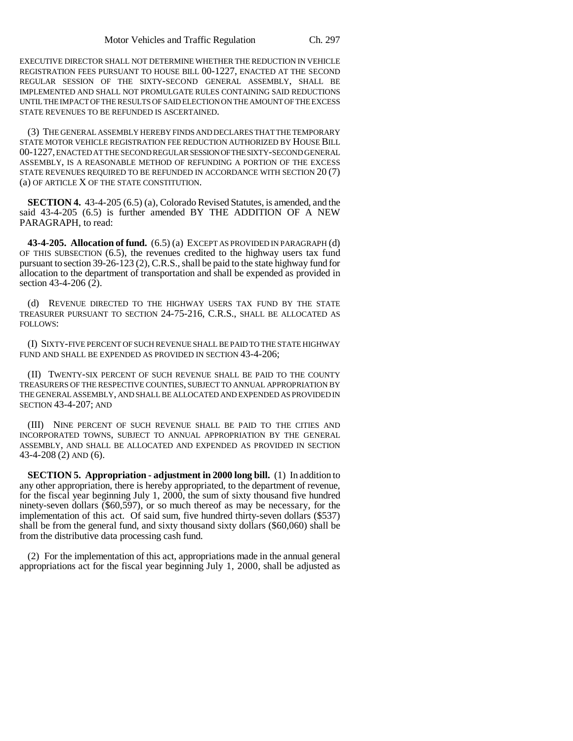EXECUTIVE DIRECTOR SHALL NOT DETERMINE WHETHER THE REDUCTION IN VEHICLE REGISTRATION FEES PURSUANT TO HOUSE BILL 00-1227, ENACTED AT THE SECOND REGULAR SESSION OF THE SIXTY-SECOND GENERAL ASSEMBLY, SHALL BE IMPLEMENTED AND SHALL NOT PROMULGATE RULES CONTAINING SAID REDUCTIONS UNTIL THE IMPACT OF THE RESULTS OF SAID ELECTION ON THE AMOUNT OF THE EXCESS STATE REVENUES TO BE REFUNDED IS ASCERTAINED.

(3) THE GENERAL ASSEMBLY HEREBY FINDS AND DECLARES THAT THE TEMPORARY STATE MOTOR VEHICLE REGISTRATION FEE REDUCTION AUTHORIZED BY HOUSE BILL 00-1227, ENACTED AT THE SECOND REGULAR SESSION OF THE SIXTY-SECOND GENERAL ASSEMBLY, IS A REASONABLE METHOD OF REFUNDING A PORTION OF THE EXCESS STATE REVENUES REQUIRED TO BE REFUNDED IN ACCORDANCE WITH SECTION 20 (7) (a) OF ARTICLE X OF THE STATE CONSTITUTION.

**SECTION 4.** 43-4-205 (6.5) (a), Colorado Revised Statutes, is amended, and the said 43-4-205 (6.5) is further amended BY THE ADDITION OF A NEW PARAGRAPH, to read:

**43-4-205. Allocation of fund.** (6.5) (a) EXCEPT AS PROVIDED IN PARAGRAPH (d) OF THIS SUBSECTION (6.5), the revenues credited to the highway users tax fund pursuant to section 39-26-123 (2), C.R.S., shall be paid to the state highway fund for allocation to the department of transportation and shall be expended as provided in section 43-4-206 (2).

(d) REVENUE DIRECTED TO THE HIGHWAY USERS TAX FUND BY THE STATE TREASURER PURSUANT TO SECTION 24-75-216, C.R.S., SHALL BE ALLOCATED AS FOLLOWS:

(I) SIXTY-FIVE PERCENT OF SUCH REVENUE SHALL BE PAID TO THE STATE HIGHWAY FUND AND SHALL BE EXPENDED AS PROVIDED IN SECTION 43-4-206;

(II) TWENTY-SIX PERCENT OF SUCH REVENUE SHALL BE PAID TO THE COUNTY TREASURERS OF THE RESPECTIVE COUNTIES, SUBJECT TO ANNUAL APPROPRIATION BY THE GENERAL ASSEMBLY, AND SHALL BE ALLOCATED AND EXPENDED AS PROVIDED IN SECTION 43-4-207; AND

(III) NINE PERCENT OF SUCH REVENUE SHALL BE PAID TO THE CITIES AND INCORPORATED TOWNS, SUBJECT TO ANNUAL APPROPRIATION BY THE GENERAL ASSEMBLY, AND SHALL BE ALLOCATED AND EXPENDED AS PROVIDED IN SECTION 43-4-208 (2) AND (6).

**SECTION 5. Appropriation - adjustment in 2000 long bill.** (1) In addition to any other appropriation, there is hereby appropriated, to the department of revenue, for the fiscal year beginning July 1, 2000, the sum of sixty thousand five hundred ninety-seven dollars ($60,597), or so much thereof as may be necessary, for the implementation of this act. Of said sum, five hundred thirty-seven dollars ($537) shall be from the general fund, and sixty thousand sixty dollars ($60,060) shall be from the distributive data processing cash fund.

(2) For the implementation of this act, appropriations made in the annual general appropriations act for the fiscal year beginning July 1, 2000, shall be adjusted as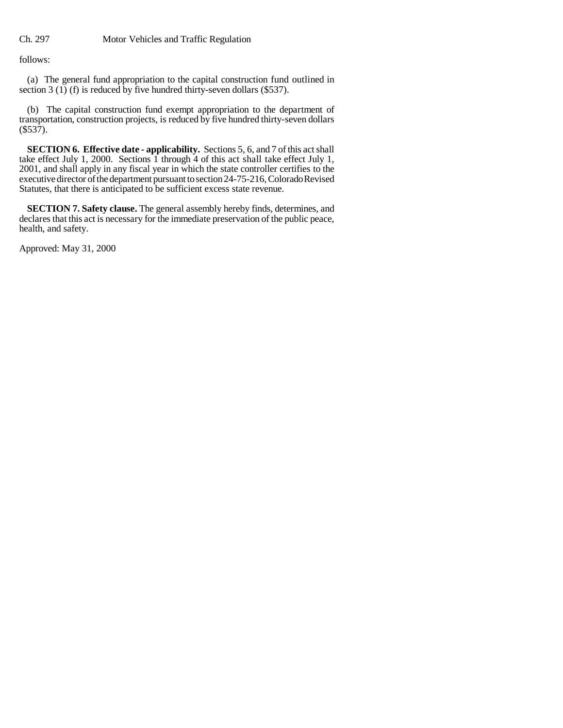follows:

(a) The general fund appropriation to the capital construction fund outlined in section 3 (1) (f) is reduced by five hundred thirty-seven dollars ($537).

(b) The capital construction fund exempt appropriation to the department of transportation, construction projects, is reduced by five hundred thirty-seven dollars ($537).

**SECTION 6. Effective date - applicability.** Sections 5, 6, and 7 of this act shall take effect July 1, 2000. Sections 1 through 4 of this act shall take effect July 1, 2001, and shall apply in any fiscal year in which the state controller certifies to the executive director of the department pursuant to section 24-75-216, Colorado Revised Statutes, that there is anticipated to be sufficient excess state revenue.

**SECTION 7. Safety clause.** The general assembly hereby finds, determines, and declares that this act is necessary for the immediate preservation of the public peace, health, and safety.

Approved: May 31, 2000